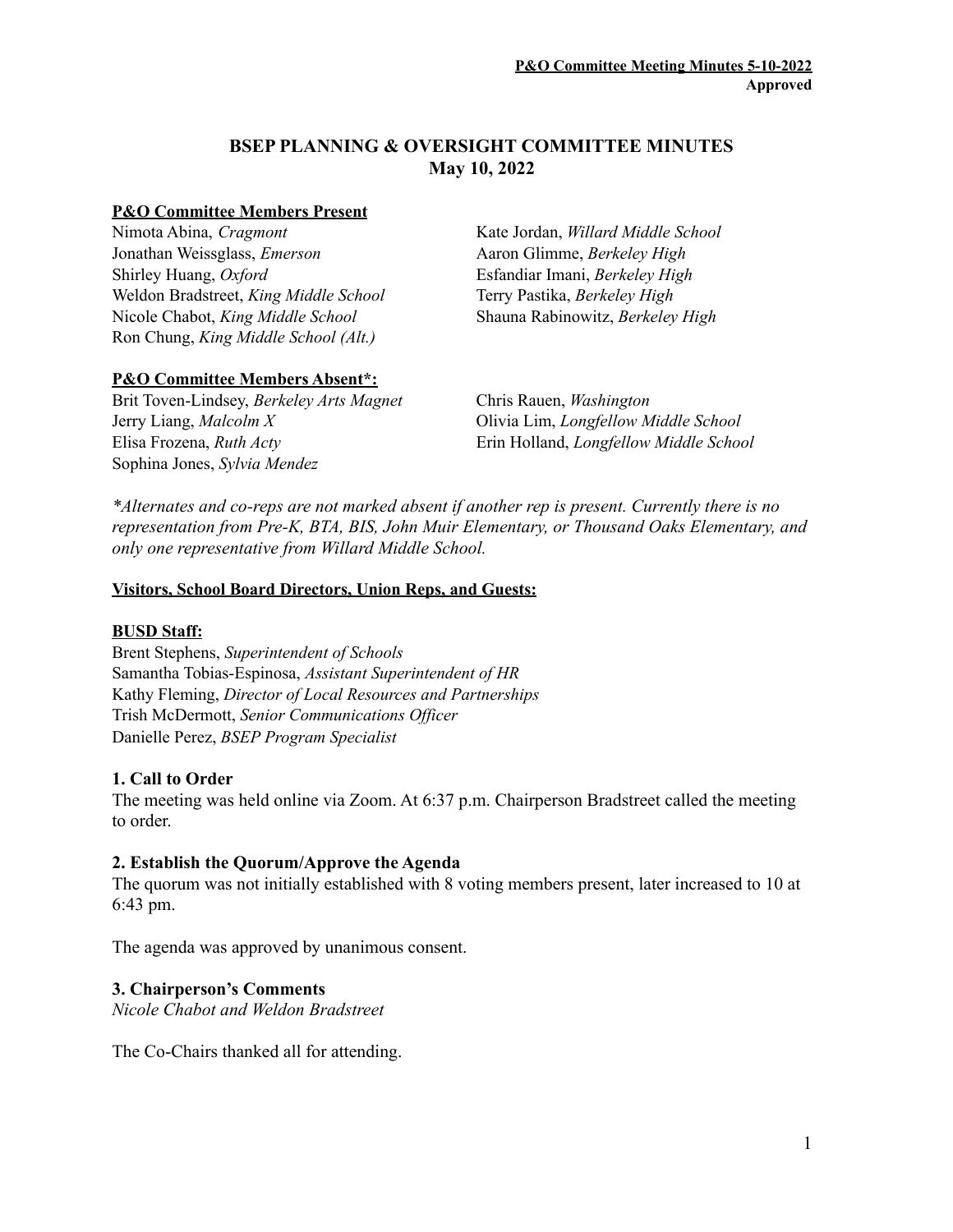**P&O Committee Meeting Minutes 5-10-2022**
**Approved**

# BSEP PLANNING & OVERSIGHT COMMITTEE MINUTES
## May 10, 2022

**P&O Committee Members Present**

Nimota Abina, *Cragmont*
Jonathan Weissglass, *Emerson*
Shirley Huang, *Oxford*
Weldon Bradstreet, *King Middle School*
Nicole Chabot, *King Middle School*
Ron Chung, *King Middle School (Alt.)*
Kate Jordan, *Willard Middle School*
Aaron Glimme, *Berkeley High*
Esfandiar Imani, *Berkeley High*
Terry Pastika, *Berkeley High*
Shauna Rabinowitz, *Berkeley High*

**P&O Committee Members Absent*:**

Brit Toven-Lindsey, *Berkeley Arts Magnet*
Jerry Liang, *Malcolm X*
Elisa Frozena, *Ruth Acty*
Sophina Jones, *Sylvia Mendez*
Chris Rauen, *Washington*
Olivia Lim, *Longfellow Middle School*
Erin Holland, *Longfellow Middle School*

*\*Alternates and co-reps are not marked absent if another rep is present. Currently there is no representation from Pre-K, BTA, BIS, John Muir Elementary, or Thousand Oaks Elementary, and only one representative from Willard Middle School.*

**Visitors, School Board Directors, Union Reps, and Guests:**

**BUSD Staff:**

Brent Stephens, *Superintendent of Schools*
Samantha Tobias-Espinosa, *Assistant Superintendent of HR*
Kathy Fleming, *Director of Local Resources and Partnerships*
Trish McDermott, *Senior Communications Officer*
Danielle Perez, *BSEP Program Specialist*

### 1. Call to Order

The meeting was held online via Zoom. At 6:37 p.m. Chairperson Bradstreet called the meeting to order.

### 2. Establish the Quorum/Approve the Agenda

The quorum was not initially established with 8 voting members present, later increased to 10 at 6:43 pm.

The agenda was approved by unanimous consent.

### 3. Chairperson's Comments

*Nicole Chabot and Weldon Bradstreet*

The Co-Chairs thanked all for attending.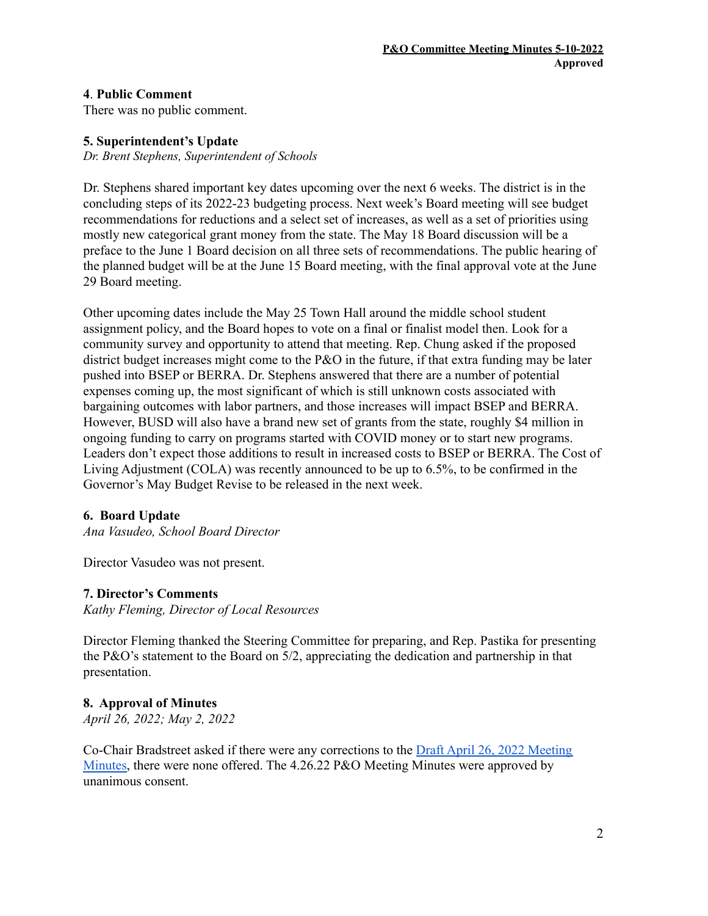**4**. **Public Comment**
There was no public comment.

**5. Superintendent's Update**
*Dr. Brent Stephens, Superintendent of Schools*

Dr. Stephens shared important key dates upcoming over the next 6 weeks. The district is in the concluding steps of its 2022-23 budgeting process. Next week's Board meeting will see budget recommendations for reductions and a select set of increases, as well as a set of priorities using mostly new categorical grant money from the state. The May 18 Board discussion will be a preface to the June 1 Board decision on all three sets of recommendations. The public hearing of the planned budget will be at the June 15 Board meeting, with the final approval vote at the June 29 Board meeting.

Other upcoming dates include the May 25 Town Hall around the middle school student assignment policy, and the Board hopes to vote on a final or finalist model then. Look for a community survey and opportunity to attend that meeting. Rep. Chung asked if the proposed district budget increases might come to the P&O in the future, if that extra funding may be later pushed into BSEP or BERRA. Dr. Stephens answered that there are a number of potential expenses coming up, the most significant of which is still unknown costs associated with bargaining outcomes with labor partners, and those increases will impact BSEP and BERRA. However, BUSD will also have a brand new set of grants from the state, roughly $4 million in ongoing funding to carry on programs started with COVID money or to start new programs. Leaders don't expect those additions to result in increased costs to BSEP or BERRA. The Cost of Living Adjustment (COLA) was recently announced to be up to 6.5%, to be confirmed in the Governor's May Budget Revise to be released in the next week.

**6. Board Update**
*Ana Vasudeo, School Board Director*

Director Vasudeo was not present.

**7. Director's Comments**
*Kathy Fleming, Director of Local Resources*

Director Fleming thanked the Steering Committee for preparing, and Rep. Pastika for presenting the P&O's statement to the Board on 5/2, appreciating the dedication and partnership in that presentation.

**8. Approval of Minutes**
*April 26, 2022; May 2, 2022*

Co-Chair Bradstreet asked if there were any corrections to the Draft April 26, 2022 Meeting Minutes, there were none offered. The 4.26.22 P&O Meeting Minutes were approved by unanimous consent.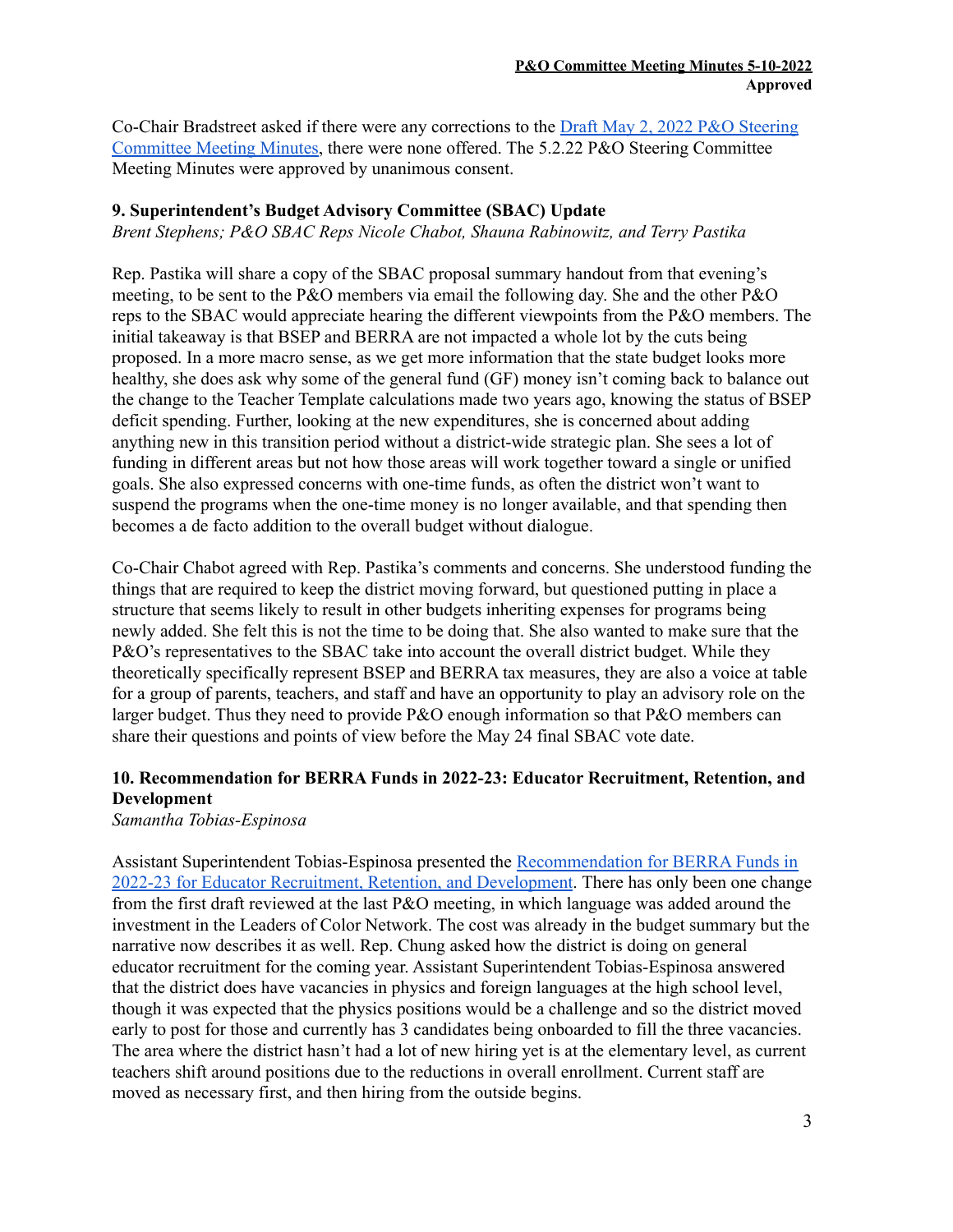Co-Chair Bradstreet asked if there were any corrections to the Draft May 2, 2022 P&O Steering Committee Meeting Minutes, there were none offered. The 5.2.22 P&O Steering Committee Meeting Minutes were approved by unanimous consent.

### 9. Superintendent's Budget Advisory Committee (SBAC) Update

*Brent Stephens; P&O SBAC Reps Nicole Chabot, Shauna Rabinowitz, and Terry Pastika*

Rep. Pastika will share a copy of the SBAC proposal summary handout from that evening's meeting, to be sent to the P&O members via email the following day. She and the other P&O reps to the SBAC would appreciate hearing the different viewpoints from the P&O members. The initial takeaway is that BSEP and BERRA are not impacted a whole lot by the cuts being proposed. In a more macro sense, as we get more information that the state budget looks more healthy, she does ask why some of the general fund (GF) money isn't coming back to balance out the change to the Teacher Template calculations made two years ago, knowing the status of BSEP deficit spending. Further, looking at the new expenditures, she is concerned about adding anything new in this transition period without a district-wide strategic plan. She sees a lot of funding in different areas but not how those areas will work together toward a single or unified goals. She also expressed concerns with one-time funds, as often the district won't want to suspend the programs when the one-time money is no longer available, and that spending then becomes a de facto addition to the overall budget without dialogue.

Co-Chair Chabot agreed with Rep. Pastika's comments and concerns. She understood funding the things that are required to keep the district moving forward, but questioned putting in place a structure that seems likely to result in other budgets inheriting expenses for programs being newly added. She felt this is not the time to be doing that. She also wanted to make sure that the P&O's representatives to the SBAC take into account the overall district budget. While they theoretically specifically represent BSEP and BERRA tax measures, they are also a voice at table for a group of parents, teachers, and staff and have an opportunity to play an advisory role on the larger budget. Thus they need to provide P&O enough information so that P&O members can share their questions and points of view before the May 24 final SBAC vote date.

### 10. Recommendation for BERRA Funds in 2022-23: Educator Recruitment, Retention, and Development

*Samantha Tobias-Espinosa*

Assistant Superintendent Tobias-Espinosa presented the Recommendation for BERRA Funds in 2022-23 for Educator Recruitment, Retention, and Development. There has only been one change from the first draft reviewed at the last P&O meeting, in which language was added around the investment in the Leaders of Color Network. The cost was already in the budget summary but the narrative now describes it as well. Rep. Chung asked how the district is doing on general educator recruitment for the coming year. Assistant Superintendent Tobias-Espinosa answered that the district does have vacancies in physics and foreign languages at the high school level, though it was expected that the physics positions would be a challenge and so the district moved early to post for those and currently has 3 candidates being onboarded to fill the three vacancies. The area where the district hasn't had a lot of new hiring yet is at the elementary level, as current teachers shift around positions due to the reductions in overall enrollment. Current staff are moved as necessary first, and then hiring from the outside begins.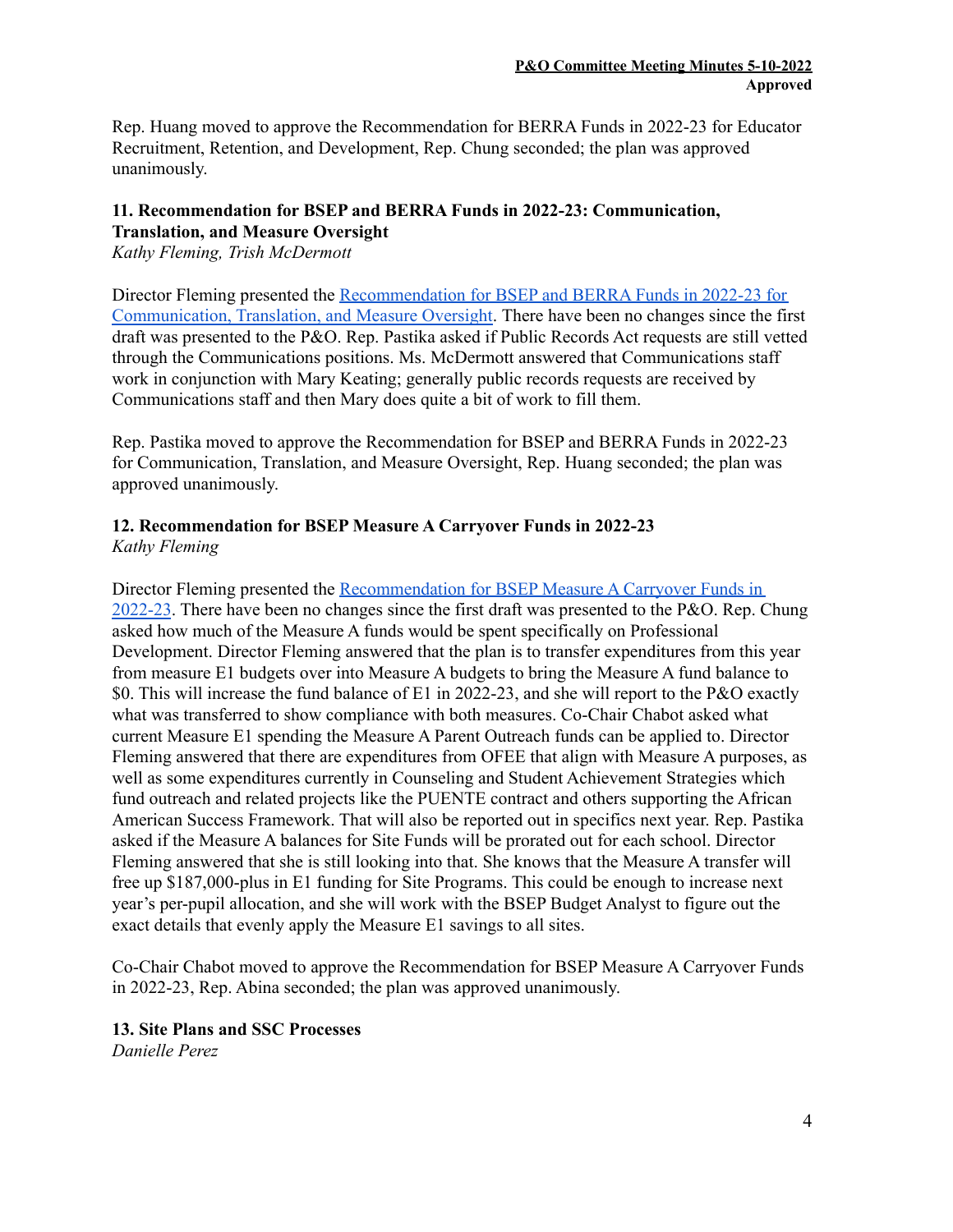Rep. Huang moved to approve the Recommendation for BERRA Funds in 2022-23 for Educator Recruitment, Retention, and Development, Rep. Chung seconded; the plan was approved unanimously.

### 11. Recommendation for BSEP and BERRA Funds in 2022-23: Communication, Translation, and Measure Oversight

*Kathy Fleming, Trish McDermott*

Director Fleming presented the Recommendation for BSEP and BERRA Funds in 2022-23 for Communication, Translation, and Measure Oversight. There have been no changes since the first draft was presented to the P&O. Rep. Pastika asked if Public Records Act requests are still vetted through the Communications positions. Ms. McDermott answered that Communications staff work in conjunction with Mary Keating; generally public records requests are received by Communications staff and then Mary does quite a bit of work to fill them.

Rep. Pastika moved to approve the Recommendation for BSEP and BERRA Funds in 2022-23 for Communication, Translation, and Measure Oversight, Rep. Huang seconded; the plan was approved unanimously.

### 12. Recommendation for BSEP Measure A Carryover Funds in 2022-23

*Kathy Fleming*

Director Fleming presented the Recommendation for BSEP Measure A Carryover Funds in 2022-23. There have been no changes since the first draft was presented to the P&O. Rep. Chung asked how much of the Measure A funds would be spent specifically on Professional Development. Director Fleming answered that the plan is to transfer expenditures from this year from measure E1 budgets over into Measure A budgets to bring the Measure A fund balance to $0. This will increase the fund balance of E1 in 2022-23, and she will report to the P&O exactly what was transferred to show compliance with both measures. Co-Chair Chabot asked what current Measure E1 spending the Measure A Parent Outreach funds can be applied to. Director Fleming answered that there are expenditures from OFEE that align with Measure A purposes, as well as some expenditures currently in Counseling and Student Achievement Strategies which fund outreach and related projects like the PUENTE contract and others supporting the African American Success Framework. That will also be reported out in specifics next year. Rep. Pastika asked if the Measure A balances for Site Funds will be prorated out for each school. Director Fleming answered that she is still looking into that. She knows that the Measure A transfer will free up $187,000-plus in E1 funding for Site Programs. This could be enough to increase next year's per-pupil allocation, and she will work with the BSEP Budget Analyst to figure out the exact details that evenly apply the Measure E1 savings to all sites.

Co-Chair Chabot moved to approve the Recommendation for BSEP Measure A Carryover Funds in 2022-23, Rep. Abina seconded; the plan was approved unanimously.

### 13. Site Plans and SSC Processes

*Danielle Perez*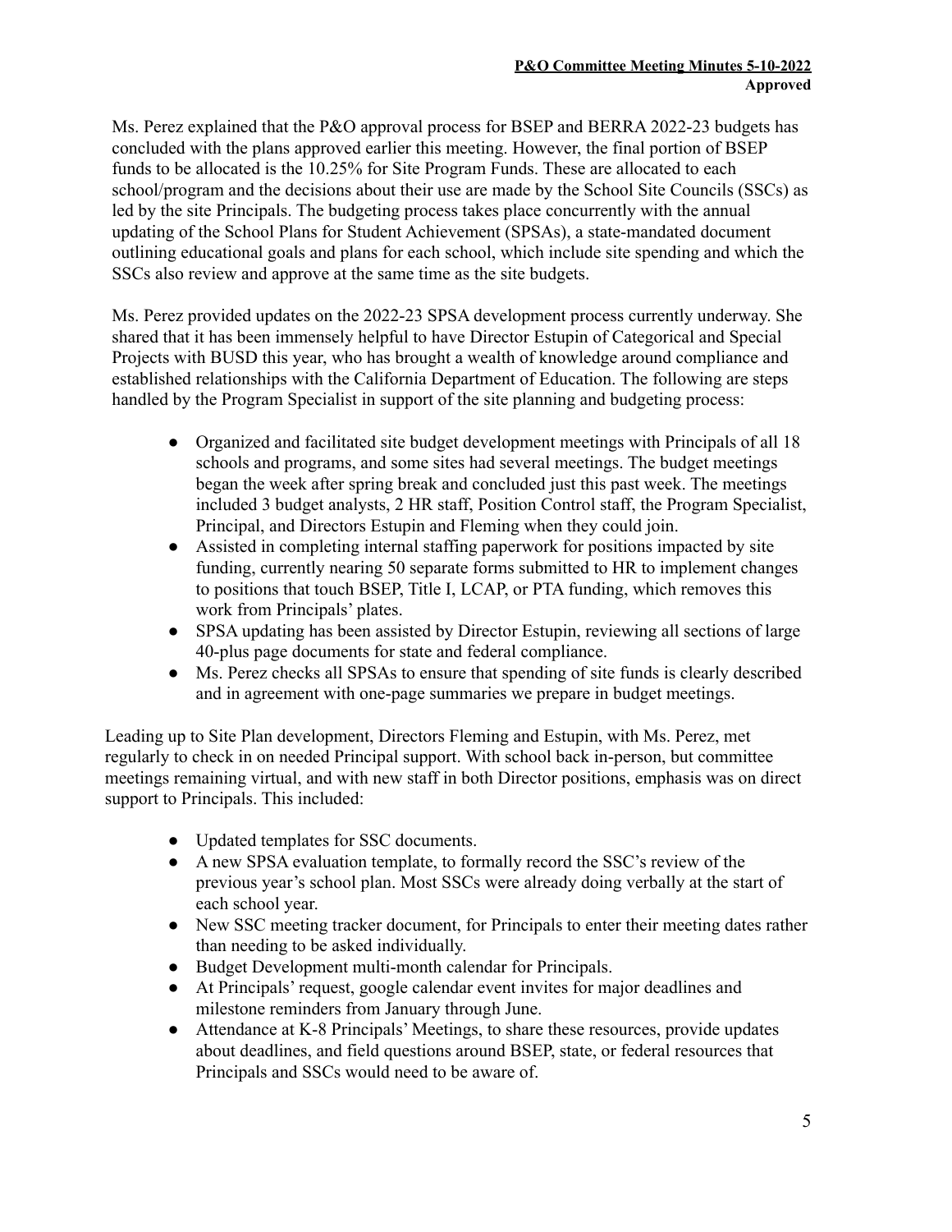Ms. Perez explained that the P&O approval process for BSEP and BERRA 2022-23 budgets has concluded with the plans approved earlier this meeting. However, the final portion of BSEP funds to be allocated is the 10.25% for Site Program Funds. These are allocated to each school/program and the decisions about their use are made by the School Site Councils (SSCs) as led by the site Principals. The budgeting process takes place concurrently with the annual updating of the School Plans for Student Achievement (SPSAs), a state-mandated document outlining educational goals and plans for each school, which include site spending and which the SSCs also review and approve at the same time as the site budgets.

Ms. Perez provided updates on the 2022-23 SPSA development process currently underway. She shared that it has been immensely helpful to have Director Estupin of Categorical and Special Projects with BUSD this year, who has brought a wealth of knowledge around compliance and established relationships with the California Department of Education. The following are steps handled by the Program Specialist in support of the site planning and budgeting process:

- Organized and facilitated site budget development meetings with Principals of all 18 schools and programs, and some sites had several meetings. The budget meetings began the week after spring break and concluded just this past week. The meetings included 3 budget analysts, 2 HR staff, Position Control staff, the Program Specialist, Principal, and Directors Estupin and Fleming when they could join.
- Assisted in completing internal staffing paperwork for positions impacted by site funding, currently nearing 50 separate forms submitted to HR to implement changes to positions that touch BSEP, Title I, LCAP, or PTA funding, which removes this work from Principals' plates.
- SPSA updating has been assisted by Director Estupin, reviewing all sections of large 40-plus page documents for state and federal compliance.
- Ms. Perez checks all SPSAs to ensure that spending of site funds is clearly described and in agreement with one-page summaries we prepare in budget meetings.

Leading up to Site Plan development, Directors Fleming and Estupin, with Ms. Perez, met regularly to check in on needed Principal support. With school back in-person, but committee meetings remaining virtual, and with new staff in both Director positions, emphasis was on direct support to Principals. This included:

- Updated templates for SSC documents.
- A new SPSA evaluation template, to formally record the SSC's review of the previous year's school plan. Most SSCs were already doing verbally at the start of each school year.
- New SSC meeting tracker document, for Principals to enter their meeting dates rather than needing to be asked individually.
- Budget Development multi-month calendar for Principals.
- At Principals' request, google calendar event invites for major deadlines and milestone reminders from January through June.
- Attendance at K-8 Principals' Meetings, to share these resources, provide updates about deadlines, and field questions around BSEP, state, or federal resources that Principals and SSCs would need to be aware of.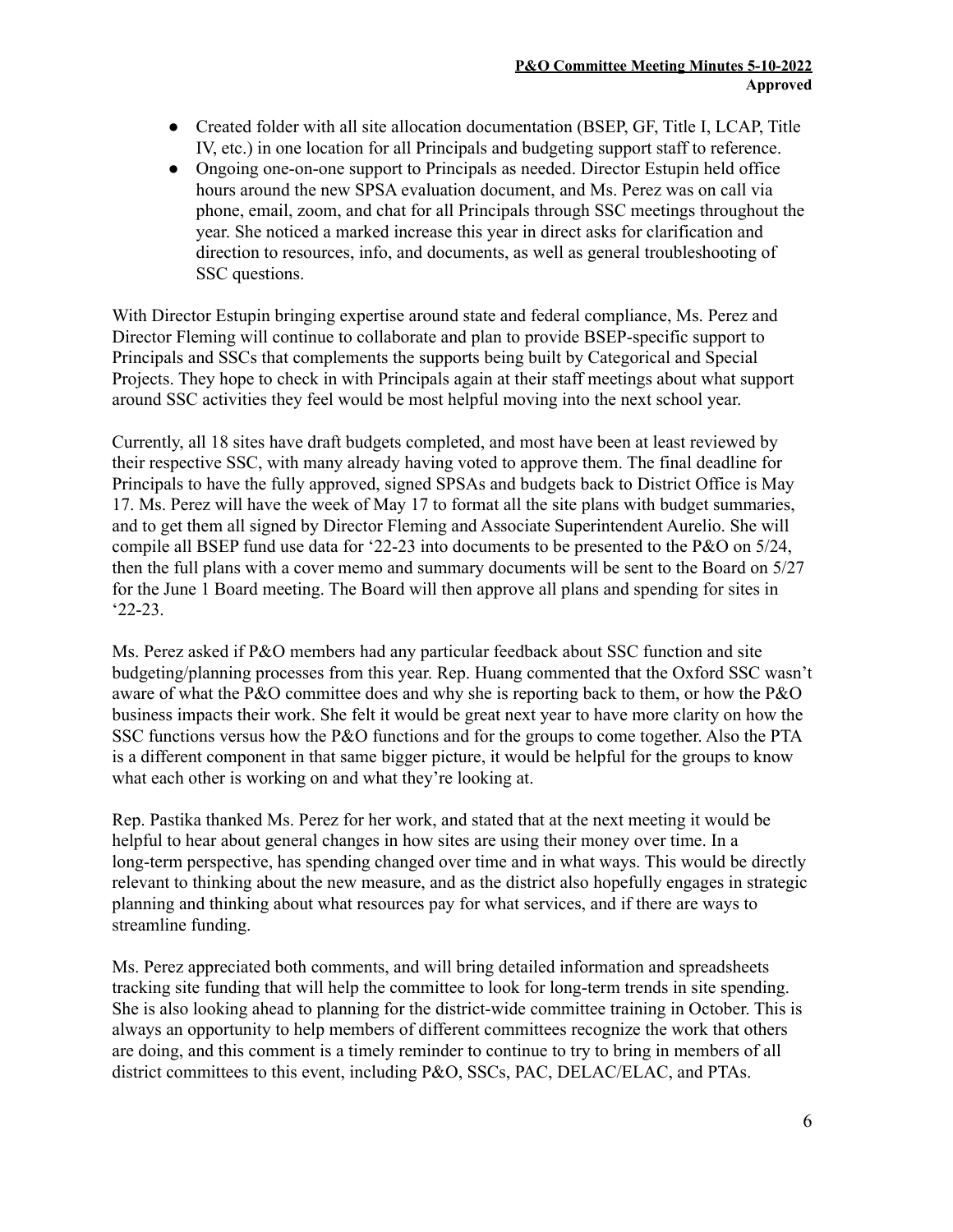- Created folder with all site allocation documentation (BSEP, GF, Title I, LCAP, Title IV, etc.) in one location for all Principals and budgeting support staff to reference.
- Ongoing one-on-one support to Principals as needed. Director Estupin held office hours around the new SPSA evaluation document, and Ms. Perez was on call via phone, email, zoom, and chat for all Principals through SSC meetings throughout the year. She noticed a marked increase this year in direct asks for clarification and direction to resources, info, and documents, as well as general troubleshooting of SSC questions.

With Director Estupin bringing expertise around state and federal compliance, Ms. Perez and Director Fleming will continue to collaborate and plan to provide BSEP-specific support to Principals and SSCs that complements the supports being built by Categorical and Special Projects. They hope to check in with Principals again at their staff meetings about what support around SSC activities they feel would be most helpful moving into the next school year.

Currently, all 18 sites have draft budgets completed, and most have been at least reviewed by their respective SSC, with many already having voted to approve them. The final deadline for Principals to have the fully approved, signed SPSAs and budgets back to District Office is May 17. Ms. Perez will have the week of May 17 to format all the site plans with budget summaries, and to get them all signed by Director Fleming and Associate Superintendent Aurelio. She will compile all BSEP fund use data for '22-23 into documents to be presented to the P&O on 5/24, then the full plans with a cover memo and summary documents will be sent to the Board on 5/27 for the June 1 Board meeting. The Board will then approve all plans and spending for sites in '22-23.

Ms. Perez asked if P&O members had any particular feedback about SSC function and site budgeting/planning processes from this year. Rep. Huang commented that the Oxford SSC wasn't aware of what the P&O committee does and why she is reporting back to them, or how the P&O business impacts their work. She felt it would be great next year to have more clarity on how the SSC functions versus how the P&O functions and for the groups to come together. Also the PTA is a different component in that same bigger picture, it would be helpful for the groups to know what each other is working on and what they're looking at.

Rep. Pastika thanked Ms. Perez for her work, and stated that at the next meeting it would be helpful to hear about general changes in how sites are using their money over time. In a long-term perspective, has spending changed over time and in what ways. This would be directly relevant to thinking about the new measure, and as the district also hopefully engages in strategic planning and thinking about what resources pay for what services, and if there are ways to streamline funding.

Ms. Perez appreciated both comments, and will bring detailed information and spreadsheets tracking site funding that will help the committee to look for long-term trends in site spending. She is also looking ahead to planning for the district-wide committee training in October. This is always an opportunity to help members of different committees recognize the work that others are doing, and this comment is a timely reminder to continue to try to bring in members of all district committees to this event, including P&O, SSCs, PAC, DELAC/ELAC, and PTAs.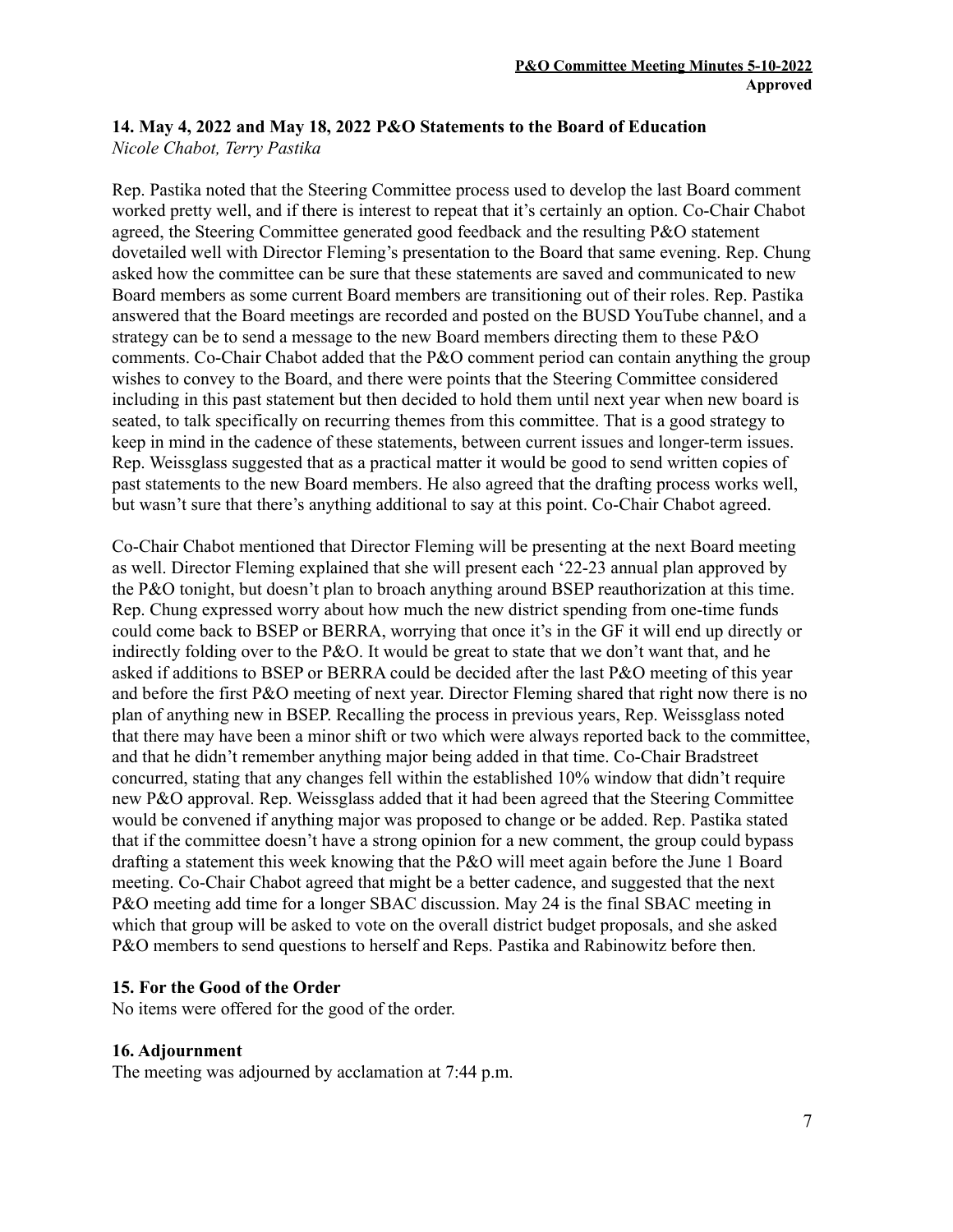**14. May 4, 2022 and May 18, 2022 P&O Statements to the Board of Education**
*Nicole Chabot, Terry Pastika*

Rep. Pastika noted that the Steering Committee process used to develop the last Board comment worked pretty well, and if there is interest to repeat that it's certainly an option. Co-Chair Chabot agreed, the Steering Committee generated good feedback and the resulting P&O statement dovetailed well with Director Fleming's presentation to the Board that same evening. Rep. Chung asked how the committee can be sure that these statements are saved and communicated to new Board members as some current Board members are transitioning out of their roles. Rep. Pastika answered that the Board meetings are recorded and posted on the BUSD YouTube channel, and a strategy can be to send a message to the new Board members directing them to these P&O comments. Co-Chair Chabot added that the P&O comment period can contain anything the group wishes to convey to the Board, and there were points that the Steering Committee considered including in this past statement but then decided to hold them until next year when new board is seated, to talk specifically on recurring themes from this committee. That is a good strategy to keep in mind in the cadence of these statements, between current issues and longer-term issues. Rep. Weissglass suggested that as a practical matter it would be good to send written copies of past statements to the new Board members. He also agreed that the drafting process works well, but wasn't sure that there's anything additional to say at this point. Co-Chair Chabot agreed.

Co-Chair Chabot mentioned that Director Fleming will be presenting at the next Board meeting as well. Director Fleming explained that she will present each '22-23 annual plan approved by the P&O tonight, but doesn't plan to broach anything around BSEP reauthorization at this time. Rep. Chung expressed worry about how much the new district spending from one-time funds could come back to BSEP or BERRA, worrying that once it's in the GF it will end up directly or indirectly folding over to the P&O. It would be great to state that we don't want that, and he asked if additions to BSEP or BERRA could be decided after the last P&O meeting of this year and before the first P&O meeting of next year. Director Fleming shared that right now there is no plan of anything new in BSEP. Recalling the process in previous years, Rep. Weissglass noted that there may have been a minor shift or two which were always reported back to the committee, and that he didn't remember anything major being added in that time. Co-Chair Bradstreet concurred, stating that any changes fell within the established 10% window that didn't require new P&O approval. Rep. Weissglass added that it had been agreed that the Steering Committee would be convened if anything major was proposed to change or be added. Rep. Pastika stated that if the committee doesn't have a strong opinion for a new comment, the group could bypass drafting a statement this week knowing that the P&O will meet again before the June 1 Board meeting. Co-Chair Chabot agreed that might be a better cadence, and suggested that the next P&O meeting add time for a longer SBAC discussion. May 24 is the final SBAC meeting in which that group will be asked to vote on the overall district budget proposals, and she asked P&O members to send questions to herself and Reps. Pastika and Rabinowitz before then.

**15. For the Good of the Order**
No items were offered for the good of the order.

**16. Adjournment**
The meeting was adjourned by acclamation at 7:44 p.m.